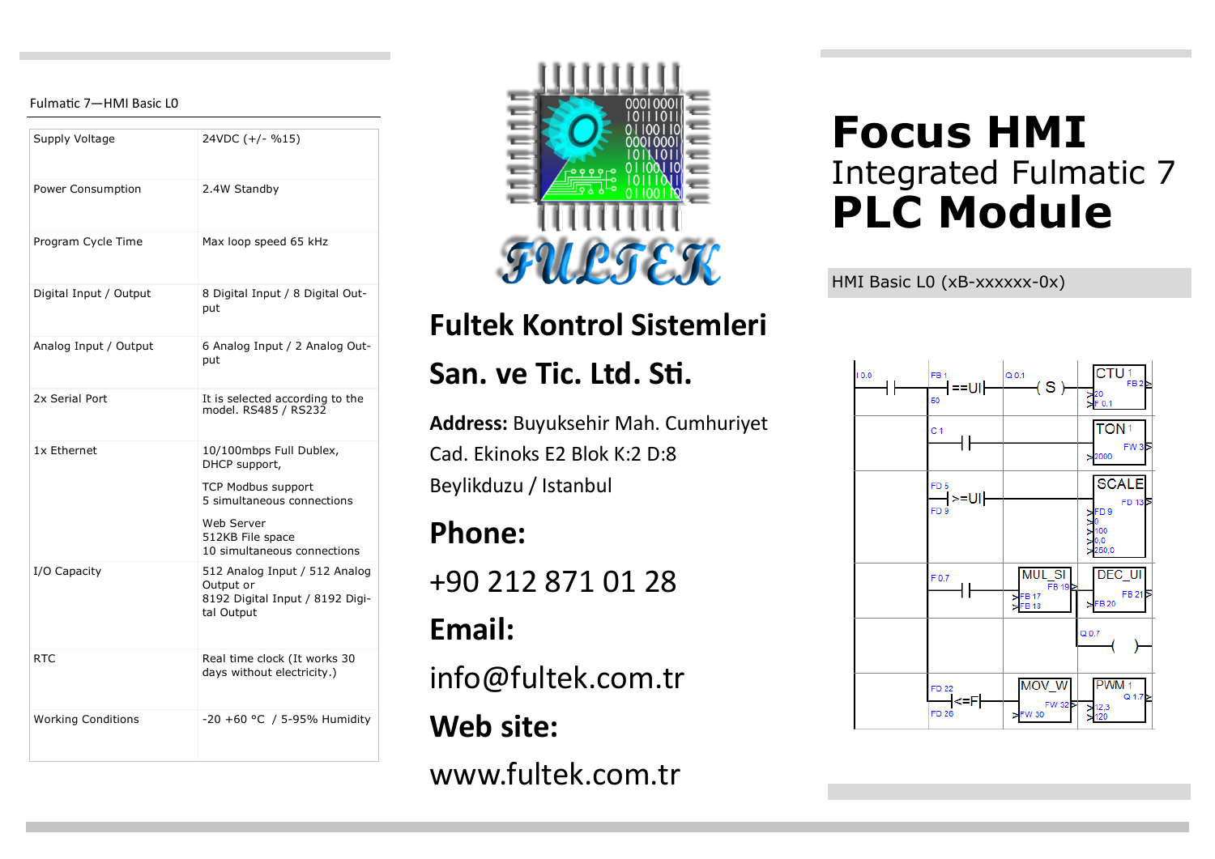Fulmatic 7—HMI Basic L0

| | |
|---|---|
| Supply Voltage | 24VDC (+/- %15) |
| Power Consumption | 2.4W Standby |
| Program Cycle Time | Max loop speed 65 kHz |
| Digital Input / Output | 8 Digital Input / 8 Digital Output |
| Analog Input / Output | 6 Analog Input / 2 Analog Output |
| 2x Serial Port | It is selected according to the model. RS485 / RS232 |
| 1x Ethernet | 10/100mbps Full Dublex, DHCP support,<br>TCP Modbus support<br>5 simultaneous connections<br>Web Server<br>512KB File space<br>10 simultaneous connections |
| I/O Capacity | 512 Analog Input / 512 Analog Output or<br>8192 Digital Input / 8192 Digital Output |
| RTC | Real time clock (It works 30 days without electricity.) |
| Working Conditions | -20 +60 °C / 5-95% Humidity |

## Fultek Kontrol Sistemleri San. ve Tic. Ltd. Sti.

**Address:** Buyuksehir Mah. Cumhuriyet Cad. Ekinoks E2 Blok K:2 D:8 Beylikduzu / Istanbul

**Phone:**

+90 212 871 01 28

**Email:**

info@fultek.com.tr

**Web site:**

www.fultek.com.tr

# Focus HMI

## Integrated Fulmatic 7

# PLC Module

HMI Basic L0 (xB-xxxxxx-0x)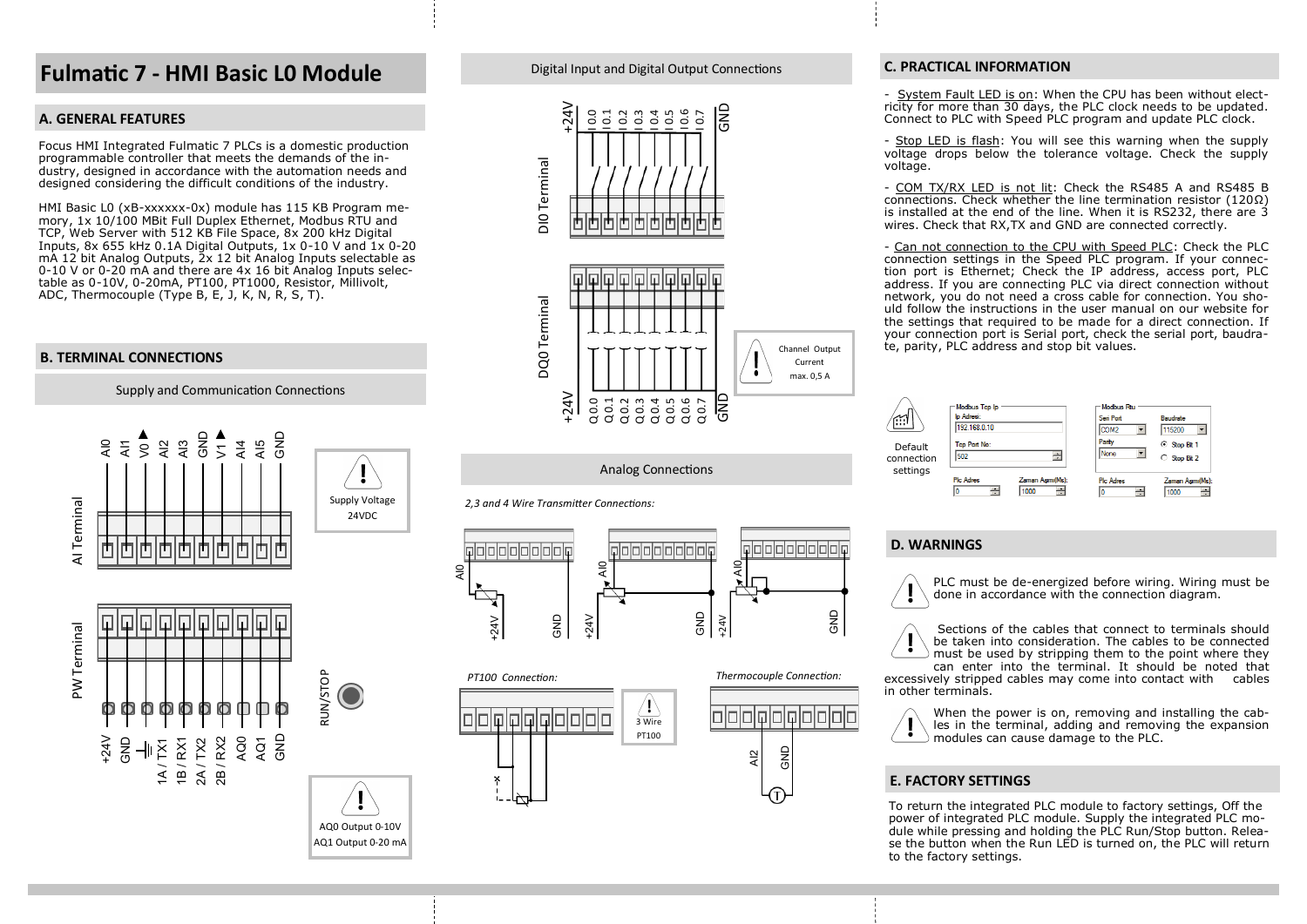# Fulmatic 7 - HMI Basic L0 Module

## A. GENERAL FEATURES

Focus HMI Integrated Fulmatic 7 PLCs is a domestic production programmable controller that meets the demands of the industry, designed in accordance with the automation needs and designed considering the difficult conditions of the industry.

HMI Basic L0 (xB-xxxxxx-0x) module has 115 KB Program memory, 1x 10/100 MBit Full Duplex Ethernet, Modbus RTU and TCP, Web Server with 512 KB File Space, 8x 200 kHz Digital Inputs, 8x 655 kHz 0.1A Digital Outputs, 1x 0-10 V and 1x 0-20 mA 12 bit Analog Outputs, 2x 12 bit Analog Inputs selectable as 0-10 V or 0-20 mA and there are 4x 16 bit Analog Inputs selectable as 0-10V, 0-20mA, PT100, PT1000, Resistor, Millivolt, ADC, Thermocouple (Type B, E, J, K, N, R, S, T).

## B. TERMINAL CONNECTIONS

### Supply and Communication Connections

AI Terminal: AI0, AI1, V0, AI2, AI3, GND, V1, AI4, AI5, GND

Supply Voltage 24VDC

PW Terminal: +24V, GND, ⏚, 1A / TX1, 1B / RX1, 2A / TX2, 2B / RX2, AQ0, AQ1, GND

RUN/STOP

AQ0 Output 0-10V
AQ1 Output 0-20 mA

### Digital Input and Digital Output Connections

DI0 Terminal: +24V, I 0.0, I 0.1, I 0.2, I 0.3, I 0.4, I 0.5, I 0.6, I 0.7, GND

DQ0 Terminal: +24V, Q0.0, Q0.1, Q0.2, Q0.3, Q0.4, Q0.5, Q0.6, Q0.7, GND

Channel Output Current max. 0,5 A

### Analog Connections

*2,3 and 4 Wire Transmitter Connections:*

AI0, +24V, GND

*PT100 Connection:*

3 Wire PT100

*Thermocouple Connection:*

AI2, GND

## C. PRACTICAL INFORMATION

- System Fault LED is on: When the CPU has been without electricity for more than 30 days, the PLC clock needs to be updated. Connect to PLC with Speed PLC program and update PLC clock.

- Stop LED is flash: You will see this warning when the supply voltage drops below the tolerance voltage. Check the supply voltage.

- COM TX/RX LED is not lit: Check the RS485 A and RS485 B connections. Check whether the line termination resistor (120Ω) is installed at the end of the line. When it is RS232, there are 3 wires. Check that RX,TX and GND are connected correctly.

- Can not connection to the CPU with Speed PLC: Check the PLC connection settings in the Speed PLC program. If your connection port is Ethernet; Check the IP address, access port, PLC address. If you are connecting PLC via direct connection without network, you do not need a cross cable for connection. You should follow the instructions in the user manual on our website for the settings that required to be made for a direct connection. If your connection port is Serial port, check the serial port, baudrate, parity, PLC address and stop bit values.

Default connection settings

Modbus Tcp Ip — Ip Adresi: 192.168.0.10; Tcp Port No: 502; Plc Adres: 0; Zaman Aşımı(Ms): 1000

Modbus Rtu — Seri Port: COM2; Baudrate: 115200; Parity: None; Stop Bit 1 / Stop Bit 2; Plc Adres: 0; Zaman Aşımı(Ms): 1000

## D. WARNINGS

PLC must be de-energized before wiring. Wiring must be done in accordance with the connection diagram.

Sections of the cables that connect to terminals should be taken into consideration. The cables to be connected must be used by stripping them to the point where they can enter into the terminal. It should be noted that excessively stripped cables may come into contact with cables in other terminals.

When the power is on, removing and installing the cables in the terminal, adding and removing the expansion modules can cause damage to the PLC.

## E. FACTORY SETTINGS

To return the integrated PLC module to factory settings, Off the power of integrated PLC module. Supply the integrated PLC module while pressing and holding the PLC Run/Stop button. Release the button when the Run LED is turned on, the PLC will return to the factory settings.